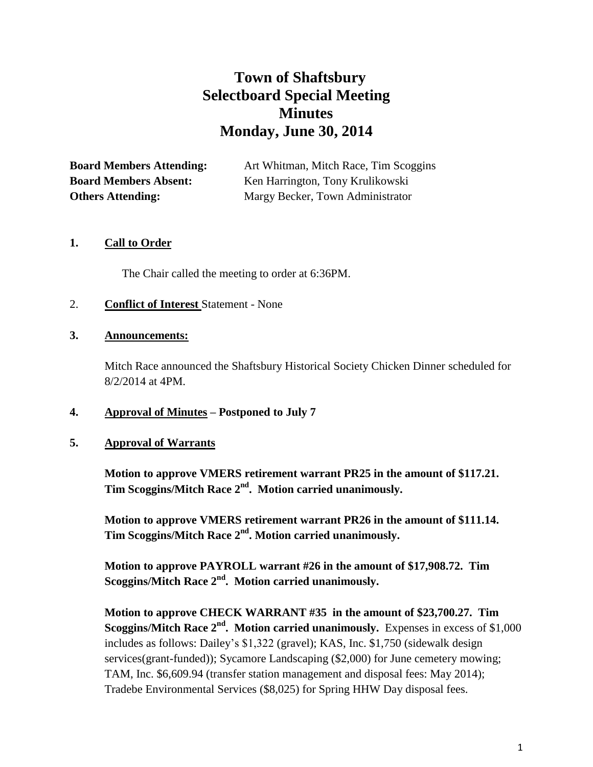# Town of Shaftsbury
# Selectboard Special Meeting
# Minutes
# Monday, June 30, 2014

**Board Members Attending:** Art Whitman, Mitch Race, Tim Scoggins
**Board Members Absent:** Ken Harrington, Tony Krulikowski
**Others Attending:** Margy Becker, Town Administrator

**1. Call to Order**

The Chair called the meeting to order at 6:36PM.

2. **Conflict of Interest** Statement - None

**3. Announcements:**

Mitch Race announced the Shaftsbury Historical Society Chicken Dinner scheduled for 8/2/2014 at 4PM.

**4. Approval of Minutes – Postponed to July 7**

**5. Approval of Warrants**

**Motion to approve VMERS retirement warrant PR25 in the amount of $117.21. Tim Scoggins/Mitch Race 2nd. Motion carried unanimously.**

**Motion to approve VMERS retirement warrant PR26 in the amount of $111.14. Tim Scoggins/Mitch Race 2nd. Motion carried unanimously.**

**Motion to approve PAYROLL warrant #26 in the amount of $17,908.72. Tim Scoggins/Mitch Race 2nd. Motion carried unanimously.**

**Motion to approve CHECK WARRANT #35 in the amount of $23,700.27. Tim Scoggins/Mitch Race 2nd. Motion carried unanimously.** Expenses in excess of $1,000 includes as follows: Dailey's $1,322 (gravel); KAS, Inc. $1,750 (sidewalk design services(grant-funded)); Sycamore Landscaping ($2,000) for June cemetery mowing; TAM, Inc. $6,609.94 (transfer station management and disposal fees: May 2014); Tradebe Environmental Services ($8,025) for Spring HHW Day disposal fees.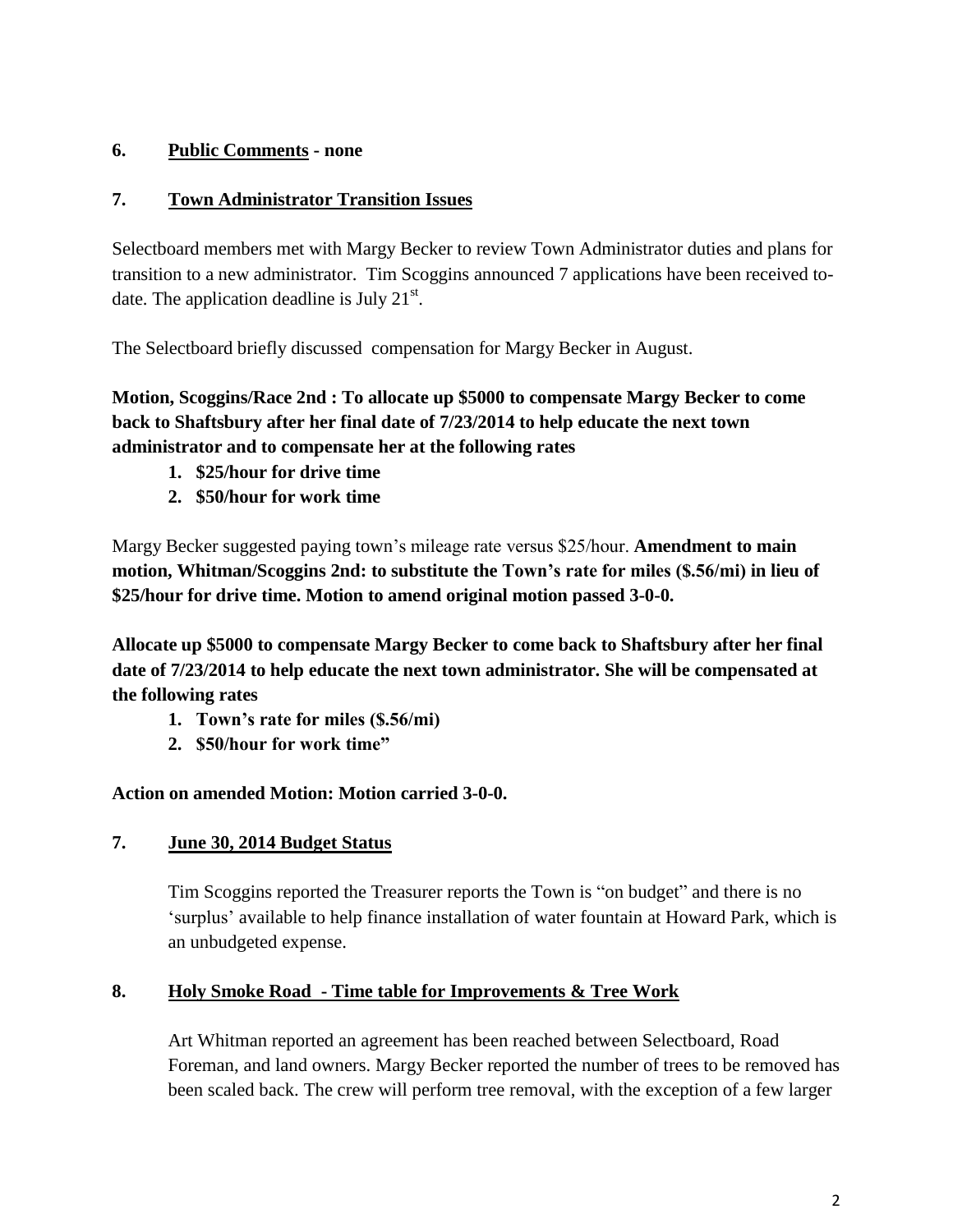**6. Public Comments - none**

**7. Town Administrator Transition Issues**

Selectboard members met with Margy Becker to review Town Administrator duties and plans for transition to a new administrator. Tim Scoggins announced 7 applications have been received to-date. The application deadline is July 21st.

The Selectboard briefly discussed compensation for Margy Becker in August.

**Motion, Scoggins/Race 2nd : To allocate up $5000 to compensate Margy Becker to come back to Shaftsbury after her final date of 7/23/2014 to help educate the next town administrator and to compensate her at the following rates**

1. **$25/hour for drive time**
2. **$50/hour for work time**

Margy Becker suggested paying town's mileage rate versus $25/hour. **Amendment to main motion, Whitman/Scoggins 2nd: to substitute the Town's rate for miles ($.56/mi) in lieu of $25/hour for drive time. Motion to amend original motion passed 3-0-0.**

**Allocate up $5000 to compensate Margy Becker to come back to Shaftsbury after her final date of 7/23/2014 to help educate the next town administrator. She will be compensated at the following rates**

1. **Town's rate for miles ($.56/mi)**
2. **$50/hour for work time"**

**Action on amended Motion: Motion carried 3-0-0.**

**7. June 30, 2014 Budget Status**

Tim Scoggins reported the Treasurer reports the Town is "on budget" and there is no 'surplus' available to help finance installation of water fountain at Howard Park, which is an unbudgeted expense.

**8. Holy Smoke Road - Time table for Improvements & Tree Work**

Art Whitman reported an agreement has been reached between Selectboard, Road Foreman, and land owners. Margy Becker reported the number of trees to be removed has been scaled back. The crew will perform tree removal, with the exception of a few larger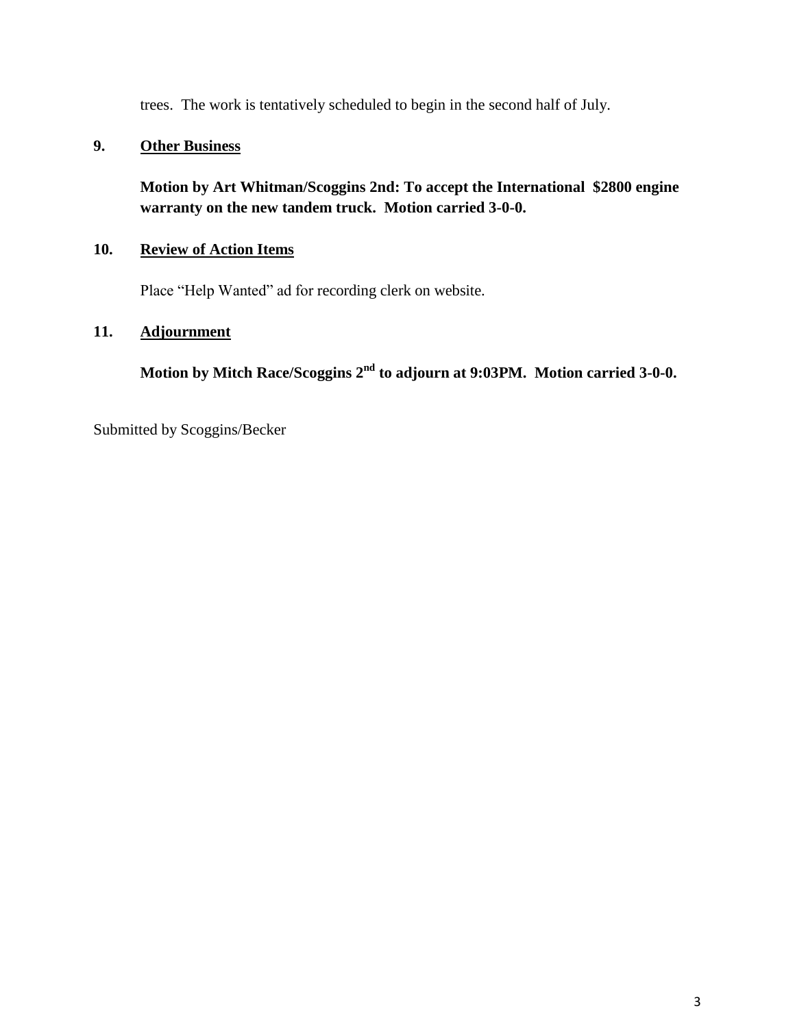trees. The work is tentatively scheduled to begin in the second half of July.

## 9. Other Business

**Motion by Art Whitman/Scoggins 2nd: To accept the International $2800 engine warranty on the new tandem truck. Motion carried 3-0-0.**

## 10. Review of Action Items

Place "Help Wanted" ad for recording clerk on website.

## 11. Adjournment

**Motion by Mitch Race/Scoggins 2nd to adjourn at 9:03PM. Motion carried 3-0-0.**

Submitted by Scoggins/Becker